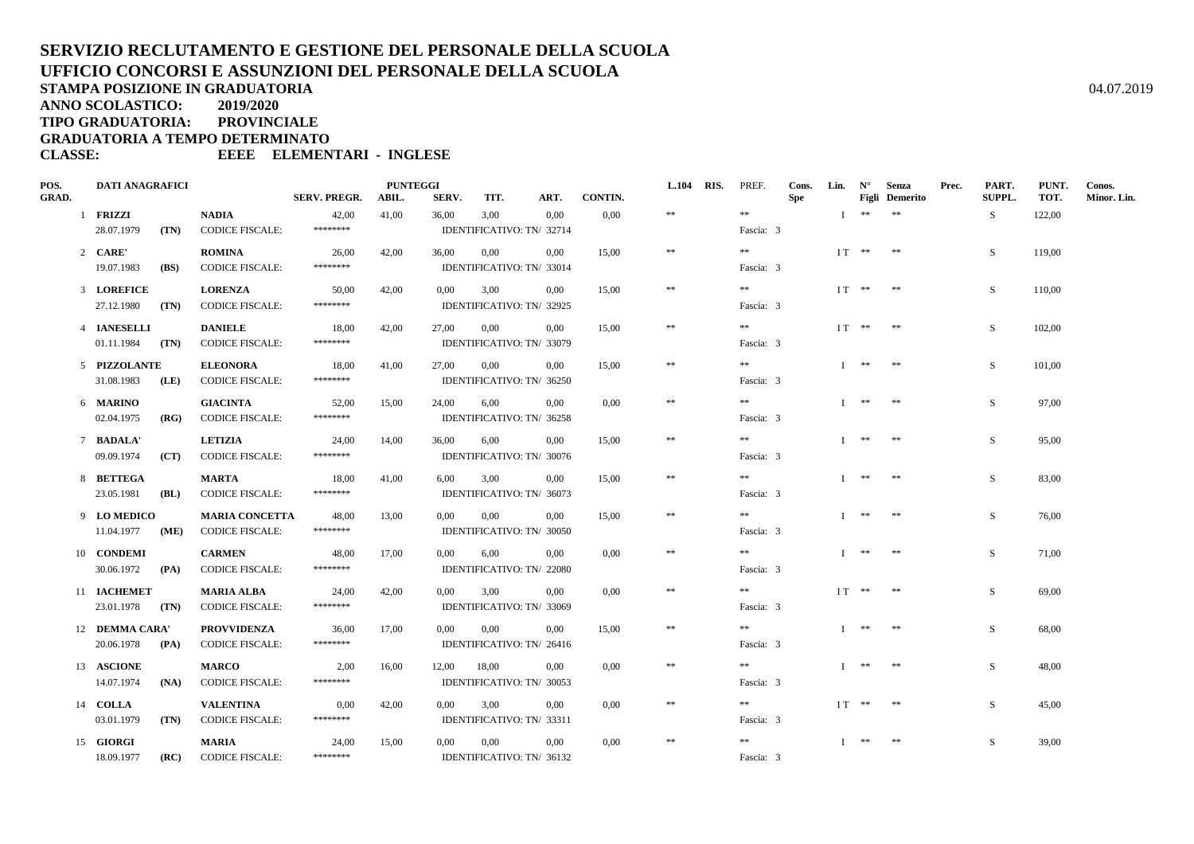# SERVIZIO RECLUTAMENTO E GESTIONE DEL PERSONALE DELLA SCUOLA
## UFFICIO CONCORSI E ASSUNZIONI DEL PERSONALE DELLA SCUOLA

**STAMPA POSIZIONE IN GRADUATORIA** 04.07.2019

**ANNO SCOLASTICO: 2019/2020**
**TIPO GRADUATORIA: PROVINCIALE**
**GRADUATORIA A TEMPO DETERMINATO**
**CLASSE: EEEE ELEMENTARI - INGLESE**

| POS. GRAD. | DATI ANAGRAFICI | | | SERV. PREGR. | PUNTEGGI ABIL. | SERV. | TIT. | ART. | CONTIN. | L.104 | RIS. | PREF. | Cons. Spe | Lin. | N° Figli | Senza Demerito | Prec. | PART. SUPPL. | PUNT. TOT. | Conos. Minor. Lin. |
|---|---|---|---|---|---|---|---|---|---|---|---|---|---|---|---|---|---|---|---|---|
| 1 | **FRIZZI** | | **NADIA** | 42,00 | 41,00 | 36,00 | 3,00 | 0,00 | 0,00 | ** | | ** | | I | ** | ** | | S | 122,00 | |
| | 28.07.1979 | **(TN)** | CODICE FISCALE: | ******** | | IDENTIFICATIVO: TN/ 32714 | | | | | | Fascia: 3 | | | | | | | | |
| 2 | **CARE'** | | **ROMINA** | 26,00 | 42,00 | 36,00 | 0,00 | 0,00 | 15,00 | ** | | ** | | I T | ** | ** | | S | 119,00 | |
| | 19.07.1983 | **(BS)** | CODICE FISCALE: | ******** | | IDENTIFICATIVO: TN/ 33014 | | | | | | Fascia: 3 | | | | | | | | |
| 3 | **LOREFICE** | | **LORENZA** | 50,00 | 42,00 | 0,00 | 3,00 | 0,00 | 15,00 | ** | | ** | | I T | ** | ** | | S | 110,00 | |
| | 27.12.1980 | **(TN)** | CODICE FISCALE: | ******** | | IDENTIFICATIVO: TN/ 32925 | | | | | | Fascia: 3 | | | | | | | | |
| 4 | **IANESELLI** | | **DANIELE** | 18,00 | 42,00 | 27,00 | 0,00 | 0,00 | 15,00 | ** | | ** | | I T | ** | ** | | S | 102,00 | |
| | 01.11.1984 | **(TN)** | CODICE FISCALE: | ******** | | IDENTIFICATIVO: TN/ 33079 | | | | | | Fascia: 3 | | | | | | | | |
| 5 | **PIZZOLANTE** | | **ELEONORA** | 18,00 | 41,00 | 27,00 | 0,00 | 0,00 | 15,00 | ** | | ** | | I | ** | ** | | S | 101,00 | |
| | 31.08.1983 | **(LE)** | CODICE FISCALE: | ******** | | IDENTIFICATIVO: TN/ 36250 | | | | | | Fascia: 3 | | | | | | | | |
| 6 | **MARINO** | | **GIACINTA** | 52,00 | 15,00 | 24,00 | 6,00 | 0,00 | 0,00 | ** | | ** | | I | ** | ** | | S | 97,00 | |
| | 02.04.1975 | **(RG)** | CODICE FISCALE: | ******** | | IDENTIFICATIVO: TN/ 36258 | | | | | | Fascia: 3 | | | | | | | | |
| 7 | **BADALA'** | | **LETIZIA** | 24,00 | 14,00 | 36,00 | 6,00 | 0,00 | 15,00 | ** | | ** | | I | ** | ** | | S | 95,00 | |
| | 09.09.1974 | **(CT)** | CODICE FISCALE: | ******** | | IDENTIFICATIVO: TN/ 30076 | | | | | | Fascia: 3 | | | | | | | | |
| 8 | **BETTEGA** | | **MARTA** | 18,00 | 41,00 | 6,00 | 3,00 | 0,00 | 15,00 | ** | | ** | | I | ** | ** | | S | 83,00 | |
| | 23.05.1981 | **(BL)** | CODICE FISCALE: | ******** | | IDENTIFICATIVO: TN/ 36073 | | | | | | Fascia: 3 | | | | | | | | |
| 9 | **LO MEDICO** | | **MARIA CONCETTA** | 48,00 | 13,00 | 0,00 | 0,00 | 0,00 | 15,00 | ** | | ** | | I | ** | ** | | S | 76,00 | |
| | 11.04.1977 | **(ME)** | CODICE FISCALE: | ******** | | IDENTIFICATIVO: TN/ 30050 | | | | | | Fascia: 3 | | | | | | | | |
| 10 | **CONDEMI** | | **CARMEN** | 48,00 | 17,00 | 0,00 | 6,00 | 0,00 | 0,00 | ** | | ** | | I | ** | ** | | S | 71,00 | |
| | 30.06.1972 | **(PA)** | CODICE FISCALE: | ******** | | IDENTIFICATIVO: TN/ 22080 | | | | | | Fascia: 3 | | | | | | | | |
| 11 | **IACHEMET** | | **MARIA ALBA** | 24,00 | 42,00 | 0,00 | 3,00 | 0,00 | 0,00 | ** | | ** | | I T | ** | ** | | S | 69,00 | |
| | 23.01.1978 | **(TN)** | CODICE FISCALE: | ******** | | IDENTIFICATIVO: TN/ 33069 | | | | | | Fascia: 3 | | | | | | | | |
| 12 | **DEMMA CARA'** | | **PROVVIDENZA** | 36,00 | 17,00 | 0,00 | 0,00 | 0,00 | 15,00 | ** | | ** | | I | ** | ** | | S | 68,00 | |
| | 20.06.1978 | **(PA)** | CODICE FISCALE: | ******** | | IDENTIFICATIVO: TN/ 26416 | | | | | | Fascia: 3 | | | | | | | | |
| 13 | **ASCIONE** | | **MARCO** | 2,00 | 16,00 | 12,00 | 18,00 | 0,00 | 0,00 | ** | | ** | | I | ** | ** | | S | 48,00 | |
| | 14.07.1974 | **(NA)** | CODICE FISCALE: | ******** | | IDENTIFICATIVO: TN/ 30053 | | | | | | Fascia: 3 | | | | | | | | |
| 14 | **COLLA** | | **VALENTINA** | 0,00 | 42,00 | 0,00 | 3,00 | 0,00 | 0,00 | ** | | ** | | I T | ** | ** | | S | 45,00 | |
| | 03.01.1979 | **(TN)** | CODICE FISCALE: | ******** | | IDENTIFICATIVO: TN/ 33311 | | | | | | Fascia: 3 | | | | | | | | |
| 15 | **GIORGI** | | **MARIA** | 24,00 | 15,00 | 0,00 | 0,00 | 0,00 | 0,00 | ** | | ** | | I | ** | ** | | S | 39,00 | |
| | 18.09.1977 | **(RC)** | CODICE FISCALE: | ******** | | IDENTIFICATIVO: TN/ 36132 | | | | | | Fascia: 3 | | | | | | | | |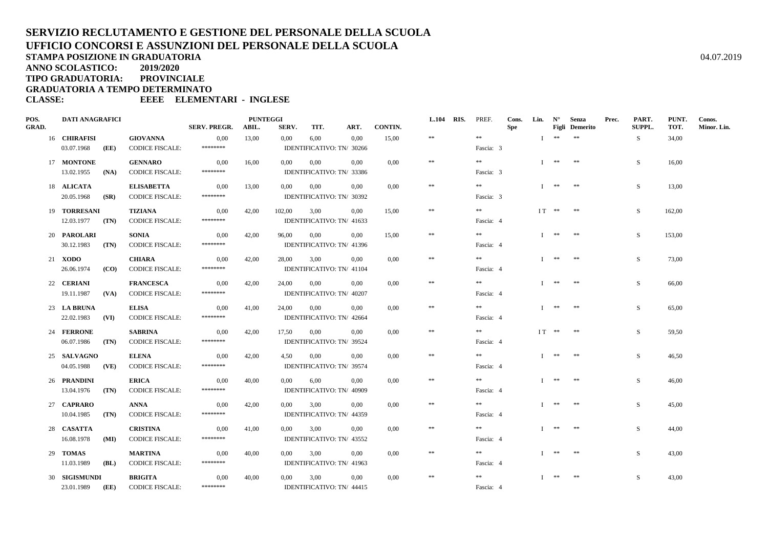**SERVIZIO RECLUTAMENTO E GESTIONE DEL PERSONALE DELLA SCUOLA**
**UFFICIO CONCORSI E ASSUNZIONI DEL PERSONALE DELLA SCUOLA**
**STAMPA POSIZIONE IN GRADUATORIA**

04.07.2019

**ANNO SCOLASTICO: 2019/2020**
**TIPO GRADUATORIA: PROVINCIALE**
**GRADUATORIA A TEMPO DETERMINATO**
**CLASSE: EEEE ELEMENTARI - INGLESE**

| POS. GRAD. | DATI ANAGRAFICI | | | SERV. PREGR. | PUNTEGGI ABIL. | SERV. | TIT. | ART. | CONTIN. | L.104 | RIS. | PREF. | Cons. Spe | Lin. | N° Figli | Senza Demerito | Prec. | PART. SUPPL. | PUNT. TOT. | Conos. Minor. Lin. |
|---|---|---|---|---|---|---|---|---|---|---|---|---|---|---|---|---|---|---|---|---|
| 16 | CHIRAFISI | | GIOVANNA | 0,00 | 13,00 | 0,00 | 6,00 | 0,00 | 15,00 | ** | | ** | | I | ** | ** | | S | 34,00 | |
| | 03.07.1968 | (EE) | CODICE FISCALE: | ******** | | IDENTIFICATIVO: TN/ 30266 | | | | | | Fascia: 3 | | | | | | | | |
| 17 | MONTONE | | GENNARO | 0,00 | 16,00 | 0,00 | 0,00 | 0,00 | 0,00 | ** | | ** | | I | ** | ** | | S | 16,00 | |
| | 13.02.1955 | (NA) | CODICE FISCALE: | ******** | | IDENTIFICATIVO: TN/ 33386 | | | | | | Fascia: 3 | | | | | | | | |
| 18 | ALICATA | | ELISABETTA | 0,00 | 13,00 | 0,00 | 0,00 | 0,00 | 0,00 | ** | | ** | | I | ** | ** | | S | 13,00 | |
| | 20.05.1968 | (SR) | CODICE FISCALE: | ******** | | IDENTIFICATIVO: TN/ 30392 | | | | | | Fascia: 3 | | | | | | | | |
| 19 | TORRESANI | | TIZIANA | 0,00 | 42,00 | 102,00 | 3,00 | 0,00 | 15,00 | ** | | ** | | I T | ** | ** | | S | 162,00 | |
| | 12.03.1977 | (TN) | CODICE FISCALE: | ******** | | IDENTIFICATIVO: TN/ 41633 | | | | | | Fascia: 4 | | | | | | | | |
| 20 | PAROLARI | | SONIA | 0,00 | 42,00 | 96,00 | 0,00 | 0,00 | 15,00 | ** | | ** | | I | ** | ** | | S | 153,00 | |
| | 30.12.1983 | (TN) | CODICE FISCALE: | ******** | | IDENTIFICATIVO: TN/ 41396 | | | | | | Fascia: 4 | | | | | | | | |
| 21 | XODO | | CHIARA | 0,00 | 42,00 | 28,00 | 3,00 | 0,00 | 0,00 | ** | | ** | | I | ** | ** | | S | 73,00 | |
| | 26.06.1974 | (CO) | CODICE FISCALE: | ******** | | IDENTIFICATIVO: TN/ 41104 | | | | | | Fascia: 4 | | | | | | | | |
| 22 | CERIANI | | FRANCESCA | 0,00 | 42,00 | 24,00 | 0,00 | 0,00 | 0,00 | ** | | ** | | I | ** | ** | | S | 66,00 | |
| | 19.11.1987 | (VA) | CODICE FISCALE: | ******** | | IDENTIFICATIVO: TN/ 40207 | | | | | | Fascia: 4 | | | | | | | | |
| 23 | LA BRUNA | | ELISA | 0,00 | 41,00 | 24,00 | 0,00 | 0,00 | 0,00 | ** | | ** | | I | ** | ** | | S | 65,00 | |
| | 22.02.1983 | (VI) | CODICE FISCALE: | ******** | | IDENTIFICATIVO: TN/ 42664 | | | | | | Fascia: 4 | | | | | | | | |
| 24 | FERRONE | | SABRINA | 0,00 | 42,00 | 17,50 | 0,00 | 0,00 | 0,00 | ** | | ** | | I T | ** | ** | | S | 59,50 | |
| | 06.07.1986 | (TN) | CODICE FISCALE: | ******** | | IDENTIFICATIVO: TN/ 39524 | | | | | | Fascia: 4 | | | | | | | | |
| 25 | SALVAGNO | | ELENA | 0,00 | 42,00 | 4,50 | 0,00 | 0,00 | 0,00 | ** | | ** | | I | ** | ** | | S | 46,50 | |
| | 04.05.1988 | (VE) | CODICE FISCALE: | ******** | | IDENTIFICATIVO: TN/ 39574 | | | | | | Fascia: 4 | | | | | | | | |
| 26 | PRANDINI | | ERICA | 0,00 | 40,00 | 0,00 | 6,00 | 0,00 | 0,00 | ** | | ** | | I | ** | ** | | S | 46,00 | |
| | 13.04.1976 | (TN) | CODICE FISCALE: | ******** | | IDENTIFICATIVO: TN/ 40909 | | | | | | Fascia: 4 | | | | | | | | |
| 27 | CAPRARO | | ANNA | 0,00 | 42,00 | 0,00 | 3,00 | 0,00 | 0,00 | ** | | ** | | I | ** | ** | | S | 45,00 | |
| | 10.04.1985 | (TN) | CODICE FISCALE: | ******** | | IDENTIFICATIVO: TN/ 44359 | | | | | | Fascia: 4 | | | | | | | | |
| 28 | CASATTA | | CRISTINA | 0,00 | 41,00 | 0,00 | 3,00 | 0,00 | 0,00 | ** | | ** | | I | ** | ** | | S | 44,00 | |
| | 16.08.1978 | (MI) | CODICE FISCALE: | ******** | | IDENTIFICATIVO: TN/ 43552 | | | | | | Fascia: 4 | | | | | | | | |
| 29 | TOMAS | | MARTINA | 0,00 | 40,00 | 0,00 | 3,00 | 0,00 | 0,00 | ** | | ** | | I | ** | ** | | S | 43,00 | |
| | 11.03.1989 | (BL) | CODICE FISCALE: | ******** | | IDENTIFICATIVO: TN/ 41963 | | | | | | Fascia: 4 | | | | | | | | |
| 30 | SIGISMUNDI | | BRIGITA | 0,00 | 40,00 | 0,00 | 3,00 | 0,00 | 0,00 | ** | | ** | | I | ** | ** | | S | 43,00 | |
| | 23.01.1989 | (EE) | CODICE FISCALE: | ******** | | IDENTIFICATIVO: TN/ 44415 | | | | | | Fascia: 4 | | | | | | | | |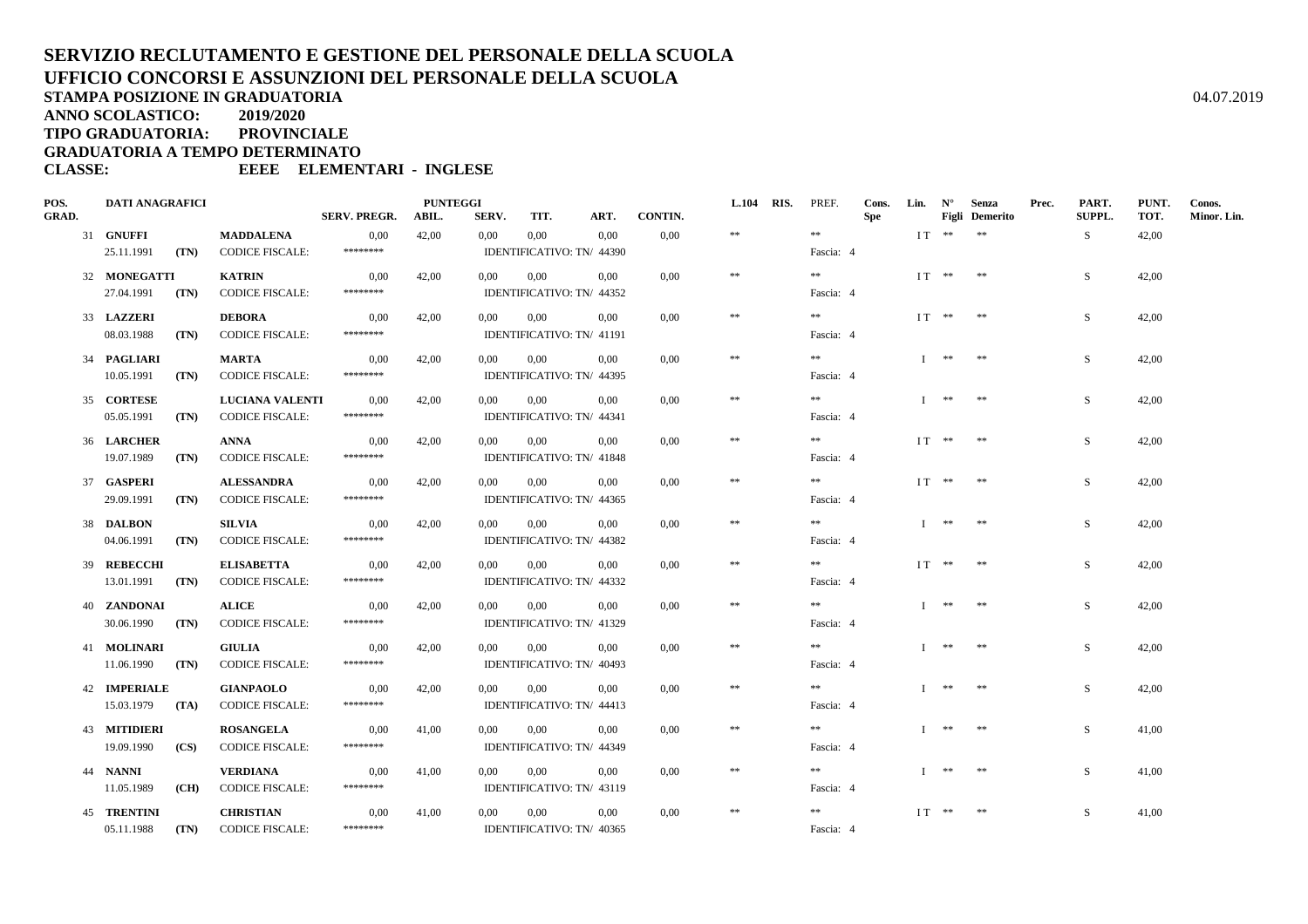# SERVIZIO RECLUTAMENTO E GESTIONE DEL PERSONALE DELLA SCUOLA
# UFFICIO CONCORSI E ASSUNZIONI DEL PERSONALE DELLA SCUOLA

**STAMPA POSIZIONE IN GRADUATORIA** 04.07.2019

**ANNO SCOLASTICO: 2019/2020**

**TIPO GRADUATORIA: PROVINCIALE**

**GRADUATORIA A TEMPO DETERMINATO**

**CLASSE: EEEE ELEMENTARI - INGLESE**

| POS. GRAD. | DATI ANAGRAFICI | | | SERV. PREGR. | PUNTEGGI ABIL. | SERV. | TIT. | ART. | CONTIN. | L.104 | RIS. | PREF. | Cons. Spe | Lin. | N° Figli | Senza Demerito | Prec. | PART. SUPPL. | PUNT. TOT. | Conos. Minor. Lin. |
|---|---|---|---|---|---|---|---|---|---|---|---|---|---|---|---|---|---|---|---|---|
| 31 | GNUFFI | | MADDALENA | 0,00 | 42,00 | 0,00 | 0,00 | 0,00 | 0,00 | ** | | ** | | I T | ** | ** | | S | 42,00 | |
| | 25.11.1991 | (TN) | CODICE FISCALE: | ******** | | IDENTIFICATIVO: TN/ 44390 | | | | | | Fascia: 4 | | | | | | | | |
| 32 | MONEGATTI | | KATRIN | 0,00 | 42,00 | 0,00 | 0,00 | 0,00 | 0,00 | ** | | ** | | I T | ** | ** | | S | 42,00 | |
| | 27.04.1991 | (TN) | CODICE FISCALE: | ******** | | IDENTIFICATIVO: TN/ 44352 | | | | | | Fascia: 4 | | | | | | | | |
| 33 | LAZZERI | | DEBORA | 0,00 | 42,00 | 0,00 | 0,00 | 0,00 | 0,00 | ** | | ** | | I T | ** | ** | | S | 42,00 | |
| | 08.03.1988 | (TN) | CODICE FISCALE: | ******** | | IDENTIFICATIVO: TN/ 41191 | | | | | | Fascia: 4 | | | | | | | | |
| 34 | PAGLIARI | | MARTA | 0,00 | 42,00 | 0,00 | 0,00 | 0,00 | 0,00 | ** | | ** | | I | ** | ** | | S | 42,00 | |
| | 10.05.1991 | (TN) | CODICE FISCALE: | ******** | | IDENTIFICATIVO: TN/ 44395 | | | | | | Fascia: 4 | | | | | | | | |
| 35 | CORTESE | | LUCIANA VALENTI | 0,00 | 42,00 | 0,00 | 0,00 | 0,00 | 0,00 | ** | | ** | | I | ** | ** | | S | 42,00 | |
| | 05.05.1991 | (TN) | CODICE FISCALE: | ******** | | IDENTIFICATIVO: TN/ 44341 | | | | | | Fascia: 4 | | | | | | | | |
| 36 | LARCHER | | ANNA | 0,00 | 42,00 | 0,00 | 0,00 | 0,00 | 0,00 | ** | | ** | | I T | ** | ** | | S | 42,00 | |
| | 19.07.1989 | (TN) | CODICE FISCALE: | ******** | | IDENTIFICATIVO: TN/ 41848 | | | | | | Fascia: 4 | | | | | | | | |
| 37 | GASPERI | | ALESSANDRA | 0,00 | 42,00 | 0,00 | 0,00 | 0,00 | 0,00 | ** | | ** | | I T | ** | ** | | S | 42,00 | |
| | 29.09.1991 | (TN) | CODICE FISCALE: | ******** | | IDENTIFICATIVO: TN/ 44365 | | | | | | Fascia: 4 | | | | | | | | |
| 38 | DALBON | | SILVIA | 0,00 | 42,00 | 0,00 | 0,00 | 0,00 | 0,00 | ** | | ** | | I | ** | ** | | S | 42,00 | |
| | 04.06.1991 | (TN) | CODICE FISCALE: | ******** | | IDENTIFICATIVO: TN/ 44382 | | | | | | Fascia: 4 | | | | | | | | |
| 39 | REBECCHI | | ELISABETTA | 0,00 | 42,00 | 0,00 | 0,00 | 0,00 | 0,00 | ** | | ** | | I T | ** | ** | | S | 42,00 | |
| | 13.01.1991 | (TN) | CODICE FISCALE: | ******** | | IDENTIFICATIVO: TN/ 44332 | | | | | | Fascia: 4 | | | | | | | | |
| 40 | ZANDONAI | | ALICE | 0,00 | 42,00 | 0,00 | 0,00 | 0,00 | 0,00 | ** | | ** | | I | ** | ** | | S | 42,00 | |
| | 30.06.1990 | (TN) | CODICE FISCALE: | ******** | | IDENTIFICATIVO: TN/ 41329 | | | | | | Fascia: 4 | | | | | | | | |
| 41 | MOLINARI | | GIULIA | 0,00 | 42,00 | 0,00 | 0,00 | 0,00 | 0,00 | ** | | ** | | I | ** | ** | | S | 42,00 | |
| | 11.06.1990 | (TN) | CODICE FISCALE: | ******** | | IDENTIFICATIVO: TN/ 40493 | | | | | | Fascia: 4 | | | | | | | | |
| 42 | IMPERIALE | | GIANPAOLO | 0,00 | 42,00 | 0,00 | 0,00 | 0,00 | 0,00 | ** | | ** | | I | ** | ** | | S | 42,00 | |
| | 15.03.1979 | (TA) | CODICE FISCALE: | ******** | | IDENTIFICATIVO: TN/ 44413 | | | | | | Fascia: 4 | | | | | | | | |
| 43 | MITIDIERI | | ROSANGELA | 0,00 | 41,00 | 0,00 | 0,00 | 0,00 | 0,00 | ** | | ** | | I | ** | ** | | S | 41,00 | |
| | 19.09.1990 | (CS) | CODICE FISCALE: | ******** | | IDENTIFICATIVO: TN/ 44349 | | | | | | Fascia: 4 | | | | | | | | |
| 44 | NANNI | | VERDIANA | 0,00 | 41,00 | 0,00 | 0,00 | 0,00 | 0,00 | ** | | ** | | I | ** | ** | | S | 41,00 | |
| | 11.05.1989 | (CH) | CODICE FISCALE: | ******** | | IDENTIFICATIVO: TN/ 43119 | | | | | | Fascia: 4 | | | | | | | | |
| 45 | TRENTINI | | CHRISTIAN | 0,00 | 41,00 | 0,00 | 0,00 | 0,00 | 0,00 | ** | | ** | | I T | ** | ** | | S | 41,00 | |
| | 05.11.1988 | (TN) | CODICE FISCALE: | ******** | | IDENTIFICATIVO: TN/ 40365 | | | | | | Fascia: 4 | | | | | | | | |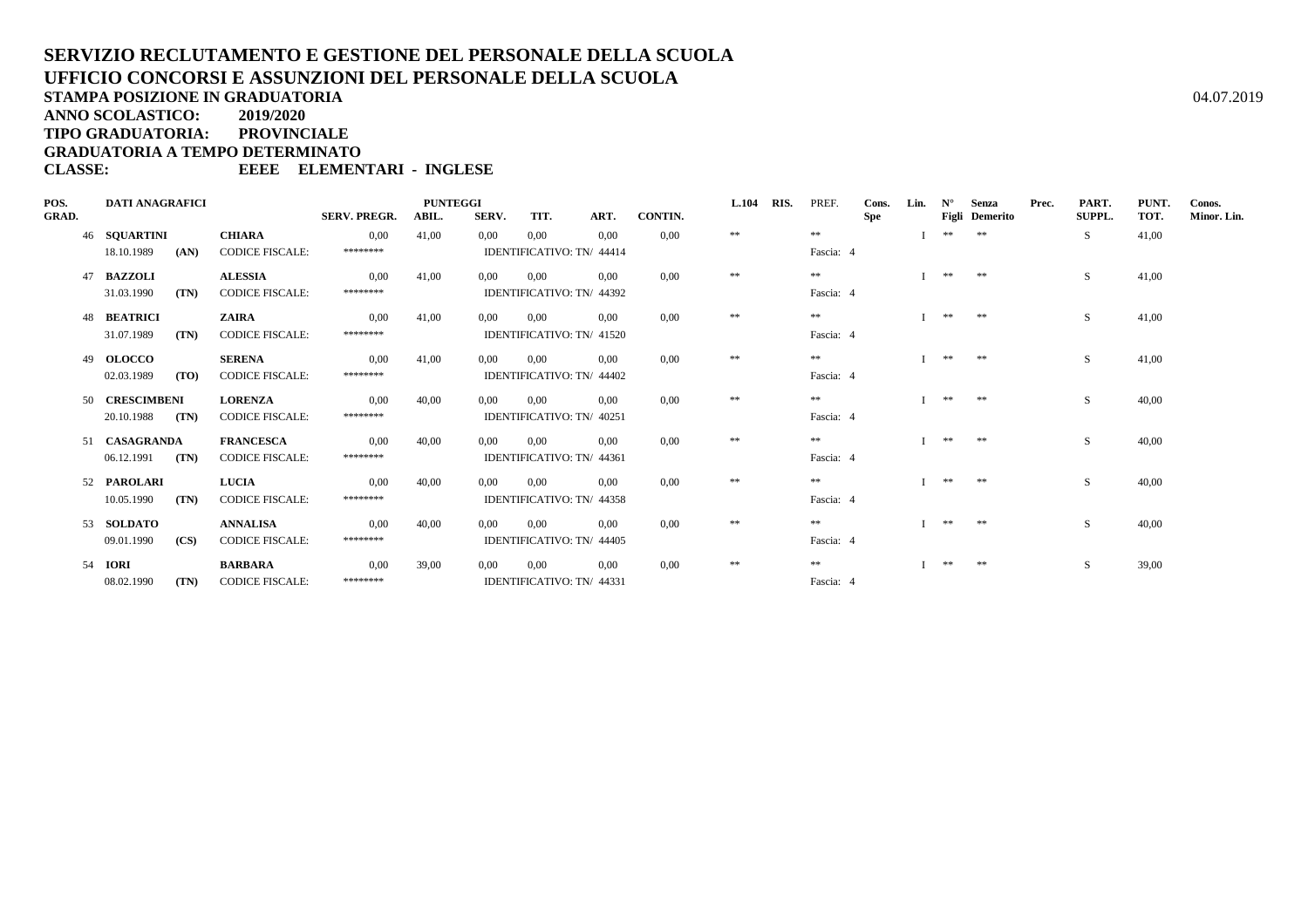**SERVIZIO RECLUTAMENTO E GESTIONE DEL PERSONALE DELLA SCUOLA**
**UFFICIO CONCORSI E ASSUNZIONI DEL PERSONALE DELLA SCUOLA**
**STAMPA POSIZIONE IN GRADUATORIA** 04.07.2019
**ANNO SCOLASTICO: 2019/2020**
**TIPO GRADUATORIA: PROVINCIALE**
**GRADUATORIA A TEMPO DETERMINATO**
**CLASSE: EEEE ELEMENTARI - INGLESE**

| POS. GRAD. | DATI ANAGRAFICI | | | SERV. PREGR. | PUNTEGGI ABIL. | SERV. | TIT. | ART. | CONTIN. | L.104 | RIS. | PREF. | Cons. Spe | Lin. | N° Figli | Senza Demerito | Prec. | PART. SUPPL. | PUNT. TOT. | Conos. Minor. Lin. |
|---|---|---|---|---|---|---|---|---|---|---|---|---|---|---|---|---|---|---|---|---|
| 46 | **SQUARTINI** | | **CHIARA** | 0,00 | 41,00 | 0,00 | 0,00 | 0,00 | 0,00 | ** | | ** | | I | ** | ** | | S | 41,00 | |
| | 18.10.1989 | **(AN)** | CODICE FISCALE: | ******** | | IDENTIFICATIVO: TN/ 44414 | | | | | | Fascia: 4 | | | | | | | | |
| 47 | **BAZZOLI** | | **ALESSIA** | 0,00 | 41,00 | 0,00 | 0,00 | 0,00 | 0,00 | ** | | ** | | I | ** | ** | | S | 41,00 | |
| | 31.03.1990 | **(TN)** | CODICE FISCALE: | ******** | | IDENTIFICATIVO: TN/ 44392 | | | | | | Fascia: 4 | | | | | | | | |
| 48 | **BEATRICI** | | **ZAIRA** | 0,00 | 41,00 | 0,00 | 0,00 | 0,00 | 0,00 | ** | | ** | | I | ** | ** | | S | 41,00 | |
| | 31.07.1989 | **(TN)** | CODICE FISCALE: | ******** | | IDENTIFICATIVO: TN/ 41520 | | | | | | Fascia: 4 | | | | | | | | |
| 49 | **OLOCCO** | | **SERENA** | 0,00 | 41,00 | 0,00 | 0,00 | 0,00 | 0,00 | ** | | ** | | I | ** | ** | | S | 41,00 | |
| | 02.03.1989 | **(TO)** | CODICE FISCALE: | ******** | | IDENTIFICATIVO: TN/ 44402 | | | | | | Fascia: 4 | | | | | | | | |
| 50 | **CRESCIMBENI** | | **LORENZA** | 0,00 | 40,00 | 0,00 | 0,00 | 0,00 | 0,00 | ** | | ** | | I | ** | ** | | S | 40,00 | |
| | 20.10.1988 | **(TN)** | CODICE FISCALE: | ******** | | IDENTIFICATIVO: TN/ 40251 | | | | | | Fascia: 4 | | | | | | | | |
| 51 | **CASAGRANDA** | | **FRANCESCA** | 0,00 | 40,00 | 0,00 | 0,00 | 0,00 | 0,00 | ** | | ** | | I | ** | ** | | S | 40,00 | |
| | 06.12.1991 | **(TN)** | CODICE FISCALE: | ******** | | IDENTIFICATIVO: TN/ 44361 | | | | | | Fascia: 4 | | | | | | | | |
| 52 | **PAROLARI** | | **LUCIA** | 0,00 | 40,00 | 0,00 | 0,00 | 0,00 | 0,00 | ** | | ** | | I | ** | ** | | S | 40,00 | |
| | 10.05.1990 | **(TN)** | CODICE FISCALE: | ******** | | IDENTIFICATIVO: TN/ 44358 | | | | | | Fascia: 4 | | | | | | | | |
| 53 | **SOLDATO** | | **ANNALISA** | 0,00 | 40,00 | 0,00 | 0,00 | 0,00 | 0,00 | ** | | ** | | I | ** | ** | | S | 40,00 | |
| | 09.01.1990 | **(CS)** | CODICE FISCALE: | ******** | | IDENTIFICATIVO: TN/ 44405 | | | | | | Fascia: 4 | | | | | | | | |
| 54 | **IORI** | | **BARBARA** | 0,00 | 39,00 | 0,00 | 0,00 | 0,00 | 0,00 | ** | | ** | | I | ** | ** | | S | 39,00 | |
| | 08.02.1990 | **(TN)** | CODICE FISCALE: | ******** | | IDENTIFICATIVO: TN/ 44331 | | | | | | Fascia: 4 | | | | | | | | |